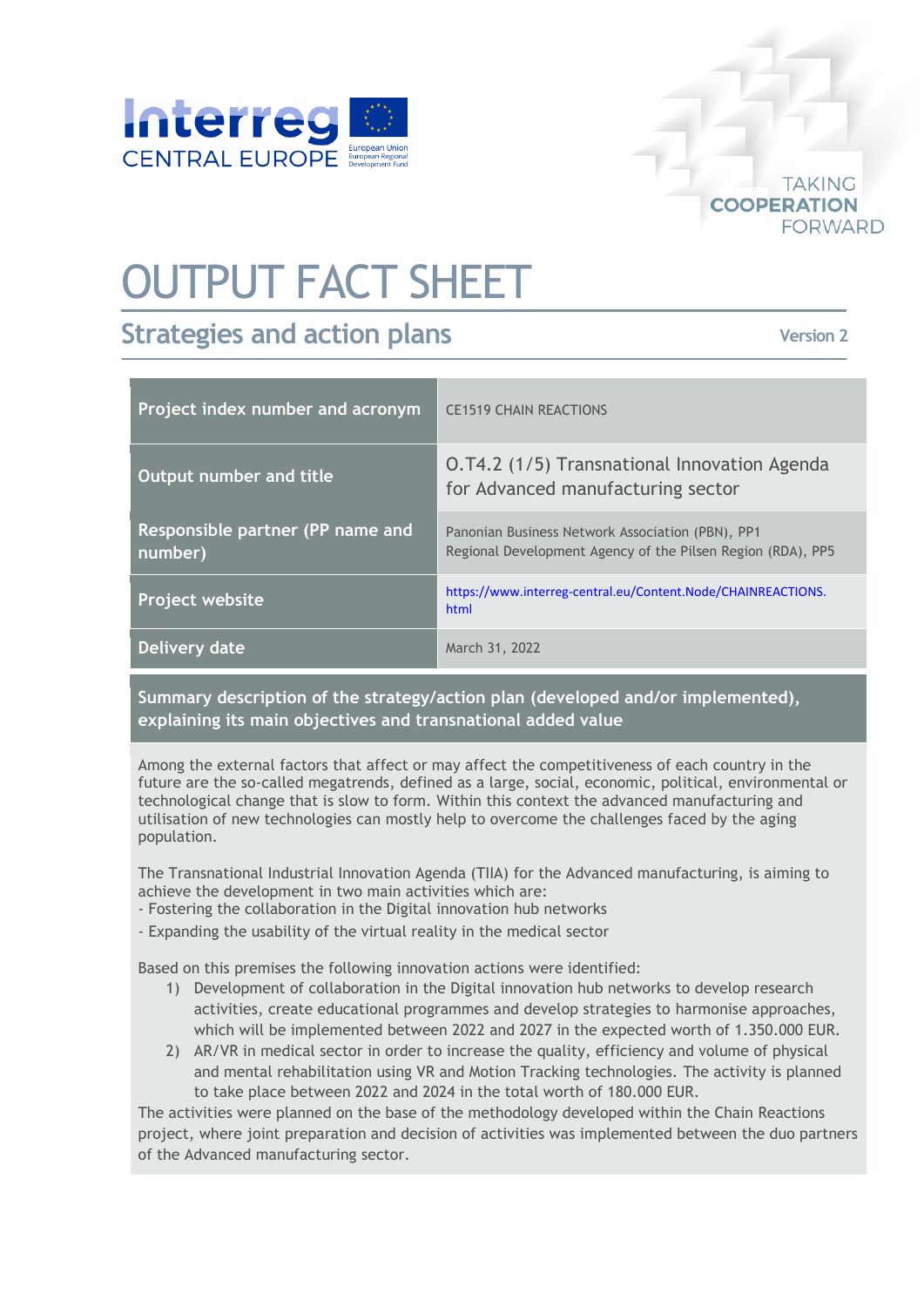# OUTPUT FACT SHEET

## Strategies and action plans

Version 2

| Project index number and acronym | CE1519 CHAIN REACTIONS |
|---|---|
| Output number and title | O.T4.2 (1/5) Transnational Innovation Agenda for Advanced manufacturing sector |
| Responsible partner (PP name and number) | Panonian Business Network Association (PBN), PP1<br>Regional Development Agency of the Pilsen Region (RDA), PP5 |
| Project website | https://www.interreg-central.eu/Content.Node/CHAINREACTIONS.html |
| Delivery date | March 31, 2022 |

**Summary description of the strategy/action plan (developed and/or implemented), explaining its main objectives and transnational added value**

Among the external factors that affect or may affect the competitiveness of each country in the future are the so-called megatrends, defined as a large, social, economic, political, environmental or technological change that is slow to form. Within this context the advanced manufacturing and utilisation of new technologies can mostly help to overcome the challenges faced by the aging population.

The Transnational Industrial Innovation Agenda (TIIA) for the Advanced manufacturing, is aiming to achieve the development in two main activities which are:
- Fostering the collaboration in the Digital innovation hub networks
- Expanding the usability of the virtual reality in the medical sector

Based on this premises the following innovation actions were identified:

1) Development of collaboration in the Digital innovation hub networks to develop research activities, create educational programmes and develop strategies to harmonise approaches, which will be implemented between 2022 and 2027 in the expected worth of 1.350.000 EUR.
2) AR/VR in medical sector in order to increase the quality, efficiency and volume of physical and mental rehabilitation using VR and Motion Tracking technologies. The activity is planned to take place between 2022 and 2024 in the total worth of 180.000 EUR.

The activities were planned on the base of the methodology developed within the Chain Reactions project, where joint preparation and decision of activities was implemented between the duo partners of the Advanced manufacturing sector.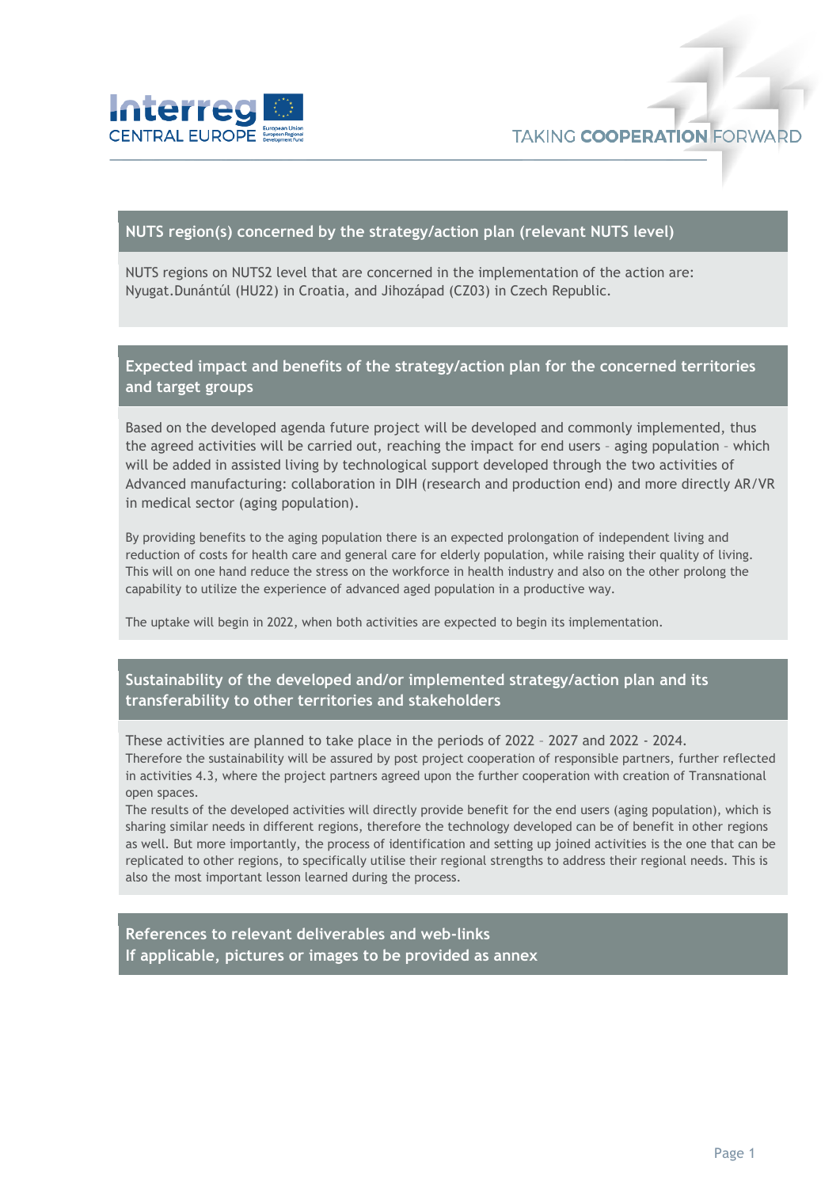## NUTS region(s) concerned by the strategy/action plan (relevant NUTS level)

NUTS regions on NUTS2 level that are concerned in the implementation of the action are: Nyugat.Dunántúl (HU22) in Croatia, and Jihozápad (CZ03) in Czech Republic.

## Expected impact and benefits of the strategy/action plan for the concerned territories and target groups

Based on the developed agenda future project will be developed and commonly implemented, thus the agreed activities will be carried out, reaching the impact for end users – aging population – which will be added in assisted living by technological support developed through the two activities of Advanced manufacturing: collaboration in DIH (research and production end) and more directly AR/VR in medical sector (aging population).

By providing benefits to the aging population there is an expected prolongation of independent living and reduction of costs for health care and general care for elderly population, while raising their quality of living. This will on one hand reduce the stress on the workforce in health industry and also on the other prolong the capability to utilize the experience of advanced aged population in a productive way.

The uptake will begin in 2022, when both activities are expected to begin its implementation.

## Sustainability of the developed and/or implemented strategy/action plan and its transferability to other territories and stakeholders

These activities are planned to take place in the periods of 2022 – 2027 and 2022 - 2024.
Therefore the sustainability will be assured by post project cooperation of responsible partners, further reflected in activities 4.3, where the project partners agreed upon the further cooperation with creation of Transnational open spaces.
The results of the developed activities will directly provide benefit for the end users (aging population), which is sharing similar needs in different regions, therefore the technology developed can be of benefit in other regions as well. But more importantly, the process of identification and setting up joined activities is the one that can be replicated to other regions, to specifically utilise their regional strengths to address their regional needs. This is also the most important lesson learned during the process.

## References to relevant deliverables and web-links
## If applicable, pictures or images to be provided as annex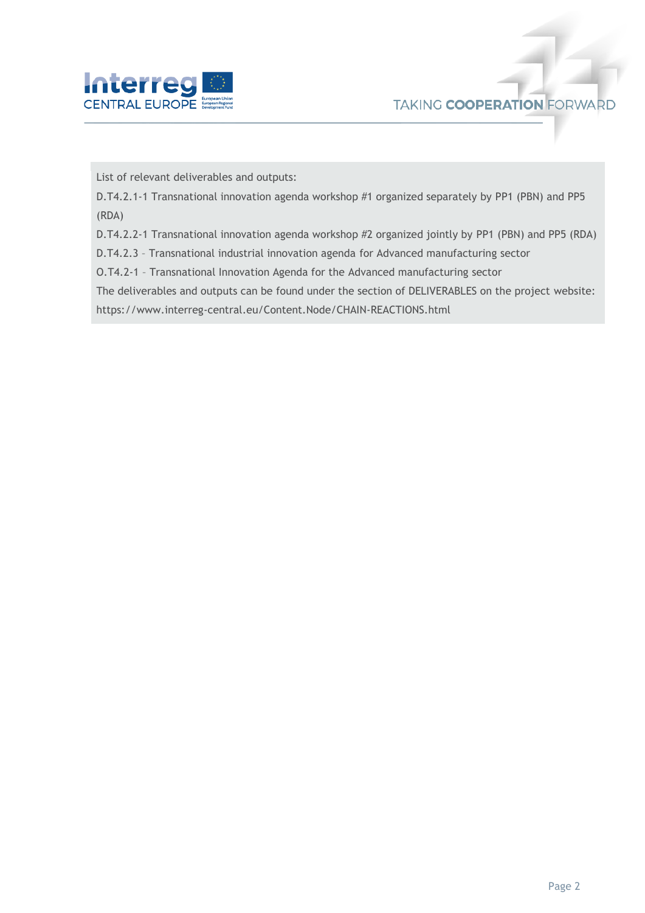List of relevant deliverables and outputs:

D.T4.2.1-1 Transnational innovation agenda workshop #1 organized separately by PP1 (PBN) and PP5 (RDA)

D.T4.2.2-1 Transnational innovation agenda workshop #2 organized jointly by PP1 (PBN) and PP5 (RDA)

D.T4.2.3 – Transnational industrial innovation agenda for Advanced manufacturing sector

O.T4.2-1 – Transnational Innovation Agenda for the Advanced manufacturing sector

The deliverables and outputs can be found under the section of DELIVERABLES on the project website: https://www.interreg-central.eu/Content.Node/CHAIN-REACTIONS.html